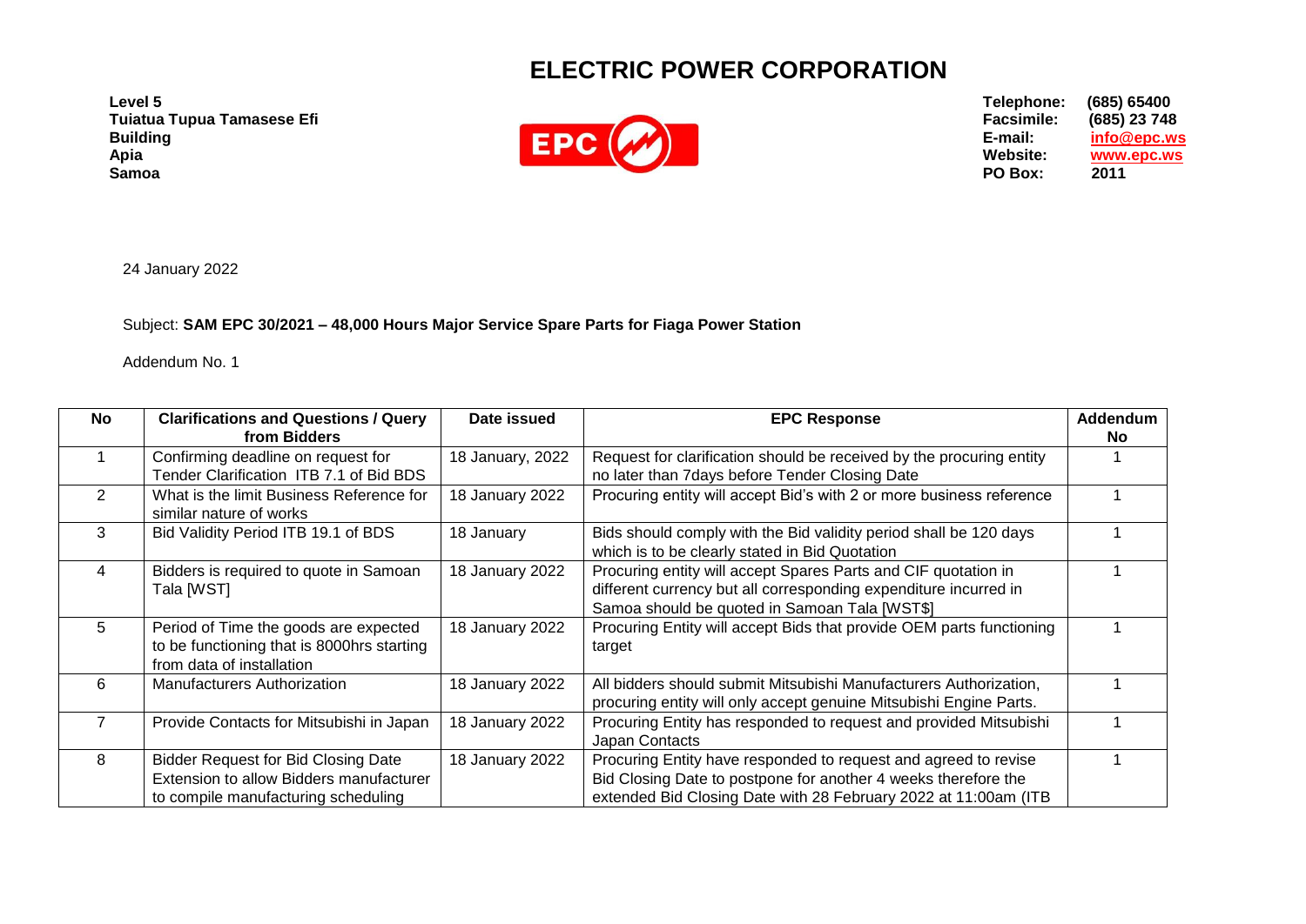# ELECTRIC POWER CORPORATION

**Level 5**
**Tuiatua Tupua Tamasese Efi Building**
**Apia**
**Samoa**

**Telephone:** (685) 65400
**Facsimile:** (685) 23 748
**E-mail:** info@epc.ws
**Website:** www.epc.ws
**PO Box:** 2011

24 January 2022

Subject: **SAM EPC 30/2021 – 48,000 Hours Major Service Spare Parts for Fiaga Power Station**

Addendum No. 1

| No | Clarifications and Questions / Query from Bidders | Date issued | EPC Response | Addendum No |
|---|---|---|---|---|
| 1 | Confirming deadline on request for Tender Clarification ITB 7.1 of Bid BDS | 18 January, 2022 | Request for clarification should be received by the procuring entity no later than 7days before Tender Closing Date | 1 |
| 2 | What is the limit Business Reference for similar nature of works | 18 January 2022 | Procuring entity will accept Bid's with 2 or more business reference | 1 |
| 3 | Bid Validity Period ITB 19.1 of BDS | 18 January | Bids should comply with the Bid validity period shall be 120 days which is to be clearly stated in Bid Quotation | 1 |
| 4 | Bidders is required to quote in Samoan Tala [WST] | 18 January 2022 | Procuring entity will accept Spares Parts and CIF quotation in different currency but all corresponding expenditure incurred in Samoa should be quoted in Samoan Tala [WST$] | 1 |
| 5 | Period of Time the goods are expected to be functioning that is 8000hrs starting from data of installation | 18 January 2022 | Procuring Entity will accept Bids that provide OEM parts functioning target | 1 |
| 6 | Manufacturers Authorization | 18 January 2022 | All bidders should submit Mitsubishi Manufacturers Authorization, procuring entity will only accept genuine Mitsubishi Engine Parts. | 1 |
| 7 | Provide Contacts for Mitsubishi in Japan | 18 January 2022 | Procuring Entity has responded to request and provided Mitsubishi Japan Contacts | 1 |
| 8 | Bidder Request for Bid Closing Date Extension to allow Bidders manufacturer to compile manufacturing scheduling | 18 January 2022 | Procuring Entity have responded to request and agreed to revise Bid Closing Date to postpone for another 4 weeks therefore the extended Bid Closing Date with 28 February 2022 at 11:00am (ITB | 1 |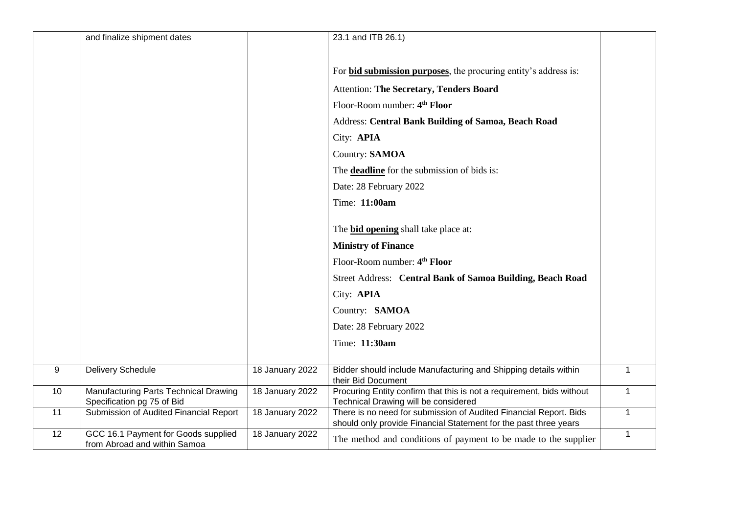| | | | | |
|---|---|---|---|---|
| | and finalize shipment dates | | 23.1 and ITB 26.1)<br><br>For **bid submission purposes**, the procuring entity's address is:<br>Attention: **The Secretary, Tenders Board**<br>Floor-Room number: **4th Floor**<br>Address: **Central Bank Building of Samoa, Beach Road**<br>City: **APIA**<br>Country: **SAMOA**<br>The **deadline** for the submission of bids is:<br>Date: 28 February 2022<br>Time: **11:00am**<br><br>The **bid opening** shall take place at:<br>**Ministry of Finance**<br>Floor-Room number: **4th Floor**<br>Street Address: **Central Bank of Samoa Building, Beach Road**<br>City: **APIA**<br>Country: **SAMOA**<br>Date: 28 February 2022<br>Time: **11:30am** | |
| 9 | Delivery Schedule | 18 January 2022 | Bidder should include Manufacturing and Shipping details within their Bid Document | 1 |
| 10 | Manufacturing Parts Technical Drawing Specification pg 75 of Bid | 18 January 2022 | Procuring Entity confirm that this is not a requirement, bids without Technical Drawing will be considered | 1 |
| 11 | Submission of Audited Financial Report | 18 January 2022 | There is no need for submission of Audited Financial Report. Bids should only provide Financial Statement for the past three years | 1 |
| 12 | GCC 16.1 Payment for Goods supplied from Abroad and within Samoa | 18 January 2022 | The method and conditions of payment to be made to the supplier | 1 |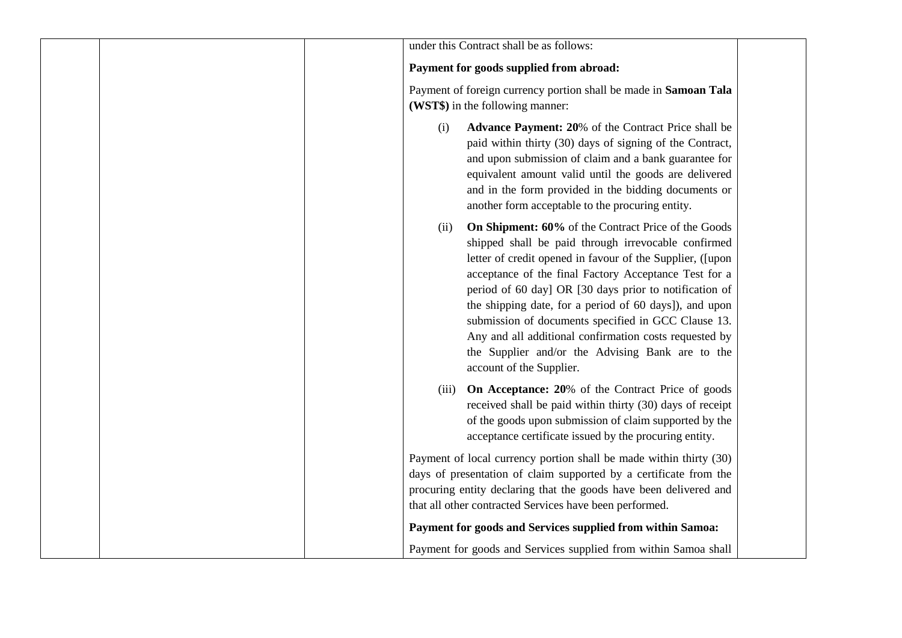| | | | under this Contract shall be as follows:<br><br>**Payment for goods supplied from abroad:**<br><br>Payment of foreign currency portion shall be made in **Samoan Tala (WST$)** in the following manner:<br><br>(i) **Advance Payment: 20**% of the Contract Price shall be paid within thirty (30) days of signing of the Contract, and upon submission of claim and a bank guarantee for equivalent amount valid until the goods are delivered and in the form provided in the bidding documents or another form acceptable to the procuring entity.<br><br>(ii) **On Shipment: 60%** of the Contract Price of the Goods shipped shall be paid through irrevocable confirmed letter of credit opened in favour of the Supplier, ([upon acceptance of the final Factory Acceptance Test for a period of 60 day] OR [30 days prior to notification of the shipping date, for a period of 60 days]), and upon submission of documents specified in GCC Clause 13. Any and all additional confirmation costs requested by the Supplier and/or the Advising Bank are to the account of the Supplier.<br><br>(iii) **On Acceptance: 20**% of the Contract Price of goods received shall be paid within thirty (30) days of receipt of the goods upon submission of claim supported by the acceptance certificate issued by the procuring entity.<br><br>Payment of local currency portion shall be made within thirty (30) days of presentation of claim supported by a certificate from the procuring entity declaring that the goods have been delivered and that all other contracted Services have been performed.<br><br>**Payment for goods and Services supplied from within Samoa:**<br><br>Payment for goods and Services supplied from within Samoa shall | |
|---|---|---|---|---|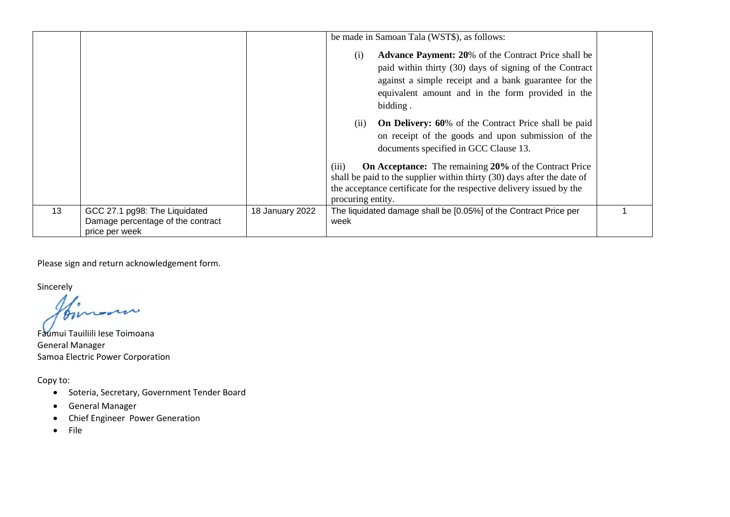| | | | | |
|---|---|---|---|---|
| | | | be made in Samoan Tala (WST$), as follows:<br><br>(i) **Advance Payment: 20**% of the Contract Price shall be paid within thirty (30) days of signing of the Contract against a simple receipt and a bank guarantee for the equivalent amount and in the form provided in the bidding .<br><br>(ii) **On Delivery: 60**% of the Contract Price shall be paid on receipt of the goods and upon submission of the documents specified in GCC Clause 13.<br><br>(iii) **On Acceptance:** The remaining **20%** of the Contract Price shall be paid to the supplier within thirty (30) days after the date of the acceptance certificate for the respective delivery issued by the procuring entity. | |
| 13 | GCC 27.1 pg98: The Liquidated Damage percentage of the contract price per week | 18 January 2022 | The liquidated damage shall be [0.05%] of the Contract Price per week | 1 |

Please sign and return acknowledgement form.

Sincerely

Faumui Tauiliili Iese Toimoana
General Manager
Samoa Electric Power Corporation

Copy to:

- Soteria, Secretary, Government Tender Board
- General Manager
- Chief Engineer Power Generation
- File